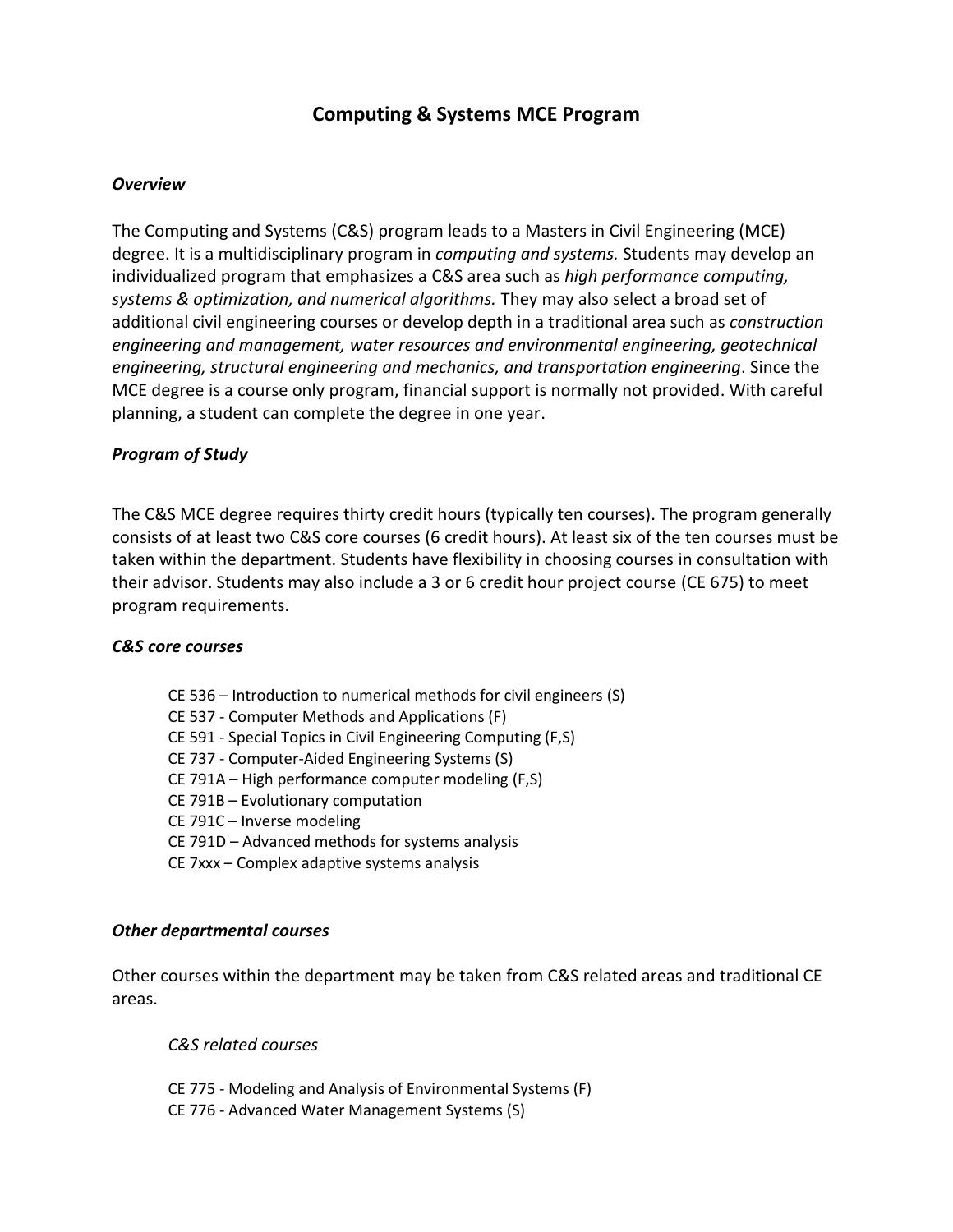# Computing & Systems MCE Program

### *Overview*

The Computing and Systems (C&S) program leads to a Masters in Civil Engineering (MCE) degree. It is a multidisciplinary program in *computing and systems.* Students may develop an individualized program that emphasizes a C&S area such as *high performance computing, systems & optimization, and numerical algorithms.* They may also select a broad set of additional civil engineering courses or develop depth in a traditional area such as *construction engineering and management, water resources and environmental engineering, geotechnical engineering, structural engineering and mechanics, and transportation engineering*. Since the MCE degree is a course only program, financial support is normally not provided. With careful planning, a student can complete the degree in one year.

### *Program of Study*

The C&S MCE degree requires thirty credit hours (typically ten courses). The program generally consists of at least two C&S core courses (6 credit hours). At least six of the ten courses must be taken within the department. Students have flexibility in choosing courses in consultation with their advisor. Students may also include a 3 or 6 credit hour project course (CE 675) to meet program requirements.

### *C&S core courses*

- CE 536 – Introduction to numerical methods for civil engineers (S)
- CE 537 - Computer Methods and Applications (F)
- CE 591 - Special Topics in Civil Engineering Computing (F,S)
- CE 737 - Computer-Aided Engineering Systems (S)
- CE 791A – High performance computer modeling (F,S)
- CE 791B – Evolutionary computation
- CE 791C – Inverse modeling
- CE 791D – Advanced methods for systems analysis
- CE 7xxx – Complex adaptive systems analysis

### *Other departmental courses*

Other courses within the department may be taken from C&S related areas and traditional CE areas.

#### *C&S related courses*

- CE 775 - Modeling and Analysis of Environmental Systems (F)
- CE 776 - Advanced Water Management Systems (S)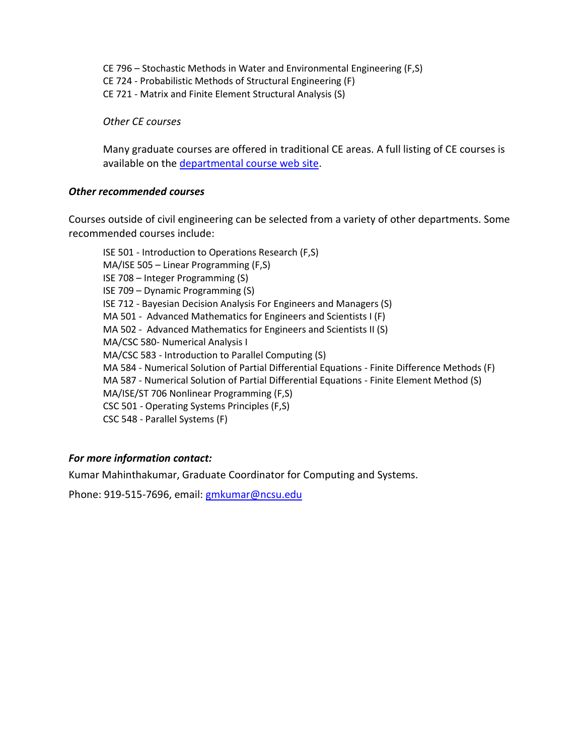CE 796 – Stochastic Methods in Water and Environmental Engineering (F,S)
CE 724 - Probabilistic Methods of Structural Engineering (F)
CE 721 - Matrix and Finite Element Structural Analysis (S)

*Other CE courses*

Many graduate courses are offered in traditional CE areas. A full listing of CE courses is available on the departmental course web site.

***Other recommended courses***

Courses outside of civil engineering can be selected from a variety of other departments. Some recommended courses include:

ISE 501 - Introduction to Operations Research (F,S)
MA/ISE 505 – Linear Programming (F,S)
ISE 708 – Integer Programming (S)
ISE 709 – Dynamic Programming (S)
ISE 712 - Bayesian Decision Analysis For Engineers and Managers (S)
MA 501 - Advanced Mathematics for Engineers and Scientists I (F)
MA 502 - Advanced Mathematics for Engineers and Scientists II (S)
MA/CSC 580- Numerical Analysis I
MA/CSC 583 - Introduction to Parallel Computing (S)
MA 584 - Numerical Solution of Partial Differential Equations - Finite Difference Methods (F)
MA 587 - Numerical Solution of Partial Differential Equations - Finite Element Method (S)
MA/ISE/ST 706 Nonlinear Programming (F,S)
CSC 501 - Operating Systems Principles (F,S)
CSC 548 - Parallel Systems (F)

***For more information contact:***

Kumar Mahinthakumar, Graduate Coordinator for Computing and Systems.

Phone: 919-515-7696, email: gmkumar@ncsu.edu